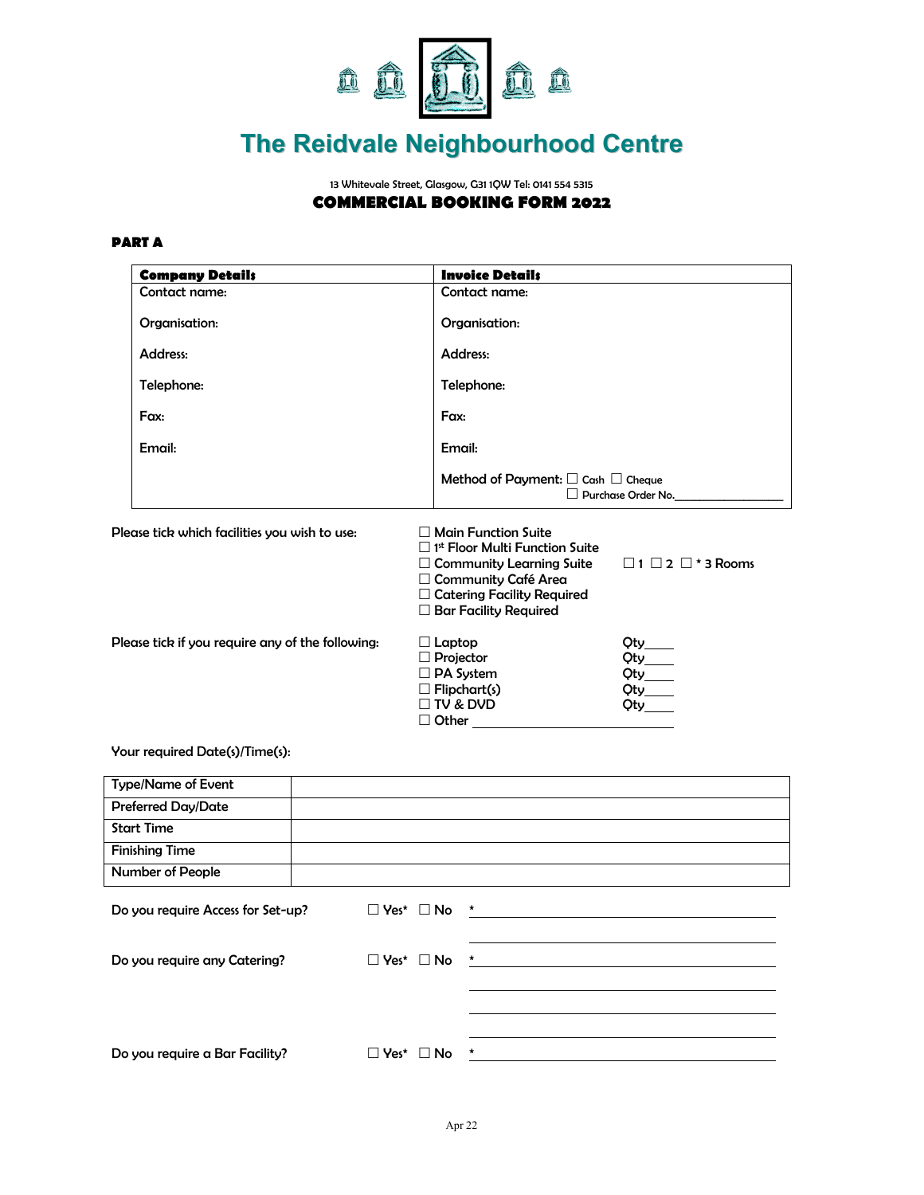# The Reidvale Neighbourhood Centre

13 Whitevale Street, Glasgow, G31 1QW Tel: 0141 554 5315

## COMMERCIAL BOOKING FORM 2022

### PART A

| **Company Details** | **Invoice Details** |
|---|---|
| Contact name: | Contact name: |
| Organisation: | Organisation: |
| Address: | Address: |
| Telephone: | Telephone: |
| Fax: | Fax: |
| Email: | Email: |
| | Method of Payment: ☐ Cash ☐ Cheque ☐ Purchase Order No.\_\_\_\_\_\_\_\_\_\_\_\_\_\_\_\_ |

Please tick which facilities you wish to use:

- ☐ Main Function Suite
- ☐ 1st Floor Multi Function Suite
- ☐ Community Learning Suite ☐ 1 ☐ 2 ☐ * 3 Rooms
- ☐ Community Café Area
- ☐ Catering Facility Required
- ☐ Bar Facility Required

Please tick if you require any of the following:

- ☐ Laptop Qty\_\_\_\_
- ☐ Projector Qty\_\_\_\_
- ☐ PA System Qty\_\_\_\_
- ☐ Flipchart(s) Qty\_\_\_\_
- ☐ TV & DVD Qty\_\_\_\_
- ☐ Other \_\_\_\_\_\_\_\_\_\_\_\_\_\_\_\_\_\_\_\_

Your required Date(s)/Time(s):

| Type/Name of Event | |
|---|---|
| Preferred Day/Date | |
| Start Time | |
| Finishing Time | |
| Number of People | |

Do you require Access for Set-up? ☐ Yes* ☐ No * \_\_\_\_\_\_\_\_\_\_\_\_\_\_\_\_\_\_\_\_\_\_\_\_\_\_\_\_\_\_\_\_

Do you require any Catering? ☐ Yes* ☐ No * \_\_\_\_\_\_\_\_\_\_\_\_\_\_\_\_\_\_\_\_\_\_\_\_\_\_\_\_\_\_\_\_

Do you require a Bar Facility? ☐ Yes* ☐ No * \_\_\_\_\_\_\_\_\_\_\_\_\_\_\_\_\_\_\_\_\_\_\_\_\_\_\_\_\_\_\_\_

Apr 22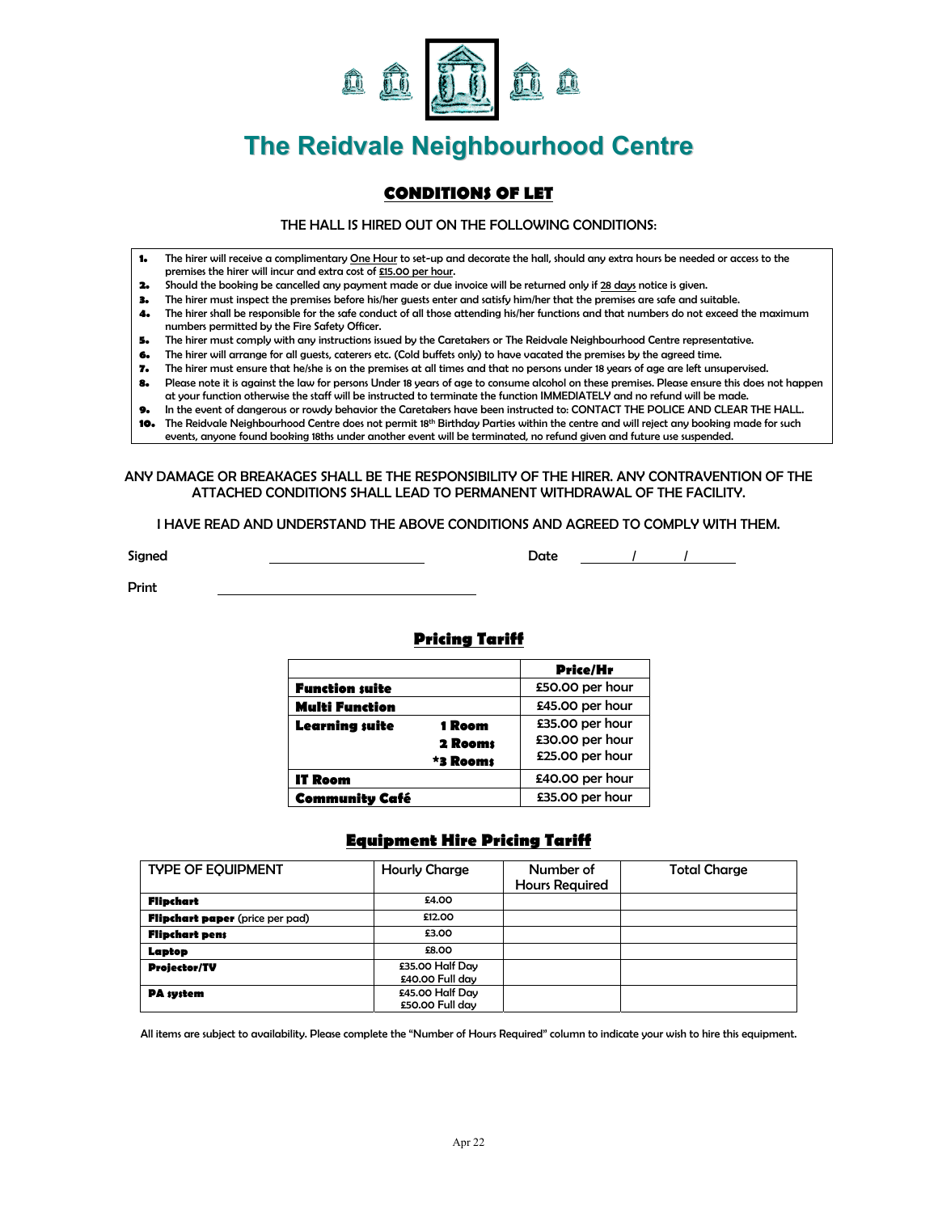# The Reidvale Neighbourhood Centre

## CONDITIONS OF LET

THE HALL IS HIRED OUT ON THE FOLLOWING CONDITIONS:

1. The hirer will receive a complimentary One Hour to set-up and decorate the hall, should any extra hours be needed or access to the premises the hirer will incur and extra cost of £15.00 per hour.
2. Should the booking be cancelled any payment made or due invoice will be returned only if 28 days notice is given.
3. The hirer must inspect the premises before his/her guests enter and satisfy him/her that the premises are safe and suitable.
4. The hirer shall be responsible for the safe conduct of all those attending his/her functions and that numbers do not exceed the maximum numbers permitted by the Fire Safety Officer.
5. The hirer must comply with any instructions issued by the Caretakers or The Reidvale Neighbourhood Centre representative.
6. The hirer will arrange for all guests, caterers etc. (Cold buffets only) to have vacated the premises by the agreed time.
7. The hirer must ensure that he/she is on the premises at all times and that no persons under 18 years of age are left unsupervised.
8. Please note it is against the law for persons Under 18 years of age to consume alcohol on these premises. Please ensure this does not happen at your function otherwise the staff will be instructed to terminate the function IMMEDIATELY and no refund will be made.
9. In the event of dangerous or rowdy behavior the Caretakers have been instructed to: CONTACT THE POLICE AND CLEAR THE HALL.
10. The Reidvale Neighbourhood Centre does not permit 18th Birthday Parties within the centre and will reject any booking made for such events, anyone found booking 18ths under another event will be terminated, no refund given and future use suspended.

ANY DAMAGE OR BREAKAGES SHALL BE THE RESPONSIBILITY OF THE HIRER. ANY CONTRAVENTION OF THE ATTACHED CONDITIONS SHALL LEAD TO PERMANENT WITHDRAWAL OF THE FACILITY.

I HAVE READ AND UNDERSTAND THE ABOVE CONDITIONS AND AGREED TO COMPLY WITH THEM.

Signed ____________________ Date ____/____/____

Print ____________________

## Pricing Tariff

| | | Price/Hr |
|---|---|---|
| **Function suite** | | £50.00 per hour |
| **Multi Function** | | £45.00 per hour |
| **Learning suite** | **1 Room** | £35.00 per hour |
| | **2 Rooms** | £30.00 per hour |
| | **\*3 Rooms** | £25.00 per hour |
| **IT Room** | | £40.00 per hour |
| **Community Café** | | £35.00 per hour |

## Equipment Hire Pricing Tariff

| TYPE OF EQUIPMENT | Hourly Charge | Number of Hours Required | Total Charge |
|---|---|---|---|
| **Flipchart** | £4.00 | | |
| **Flipchart paper** (price per pad) | £12.00 | | |
| **Flipchart pens** | £3.00 | | |
| **Laptop** | £8.00 | | |
| **Projector/TV** | £35.00 Half Day<br>£40.00 Full day | | |
| **PA system** | £45.00 Half Day<br>£50.00 Full day | | |

All items are subject to availability. Please complete the "Number of Hours Required" column to indicate your wish to hire this equipment.

Apr 22